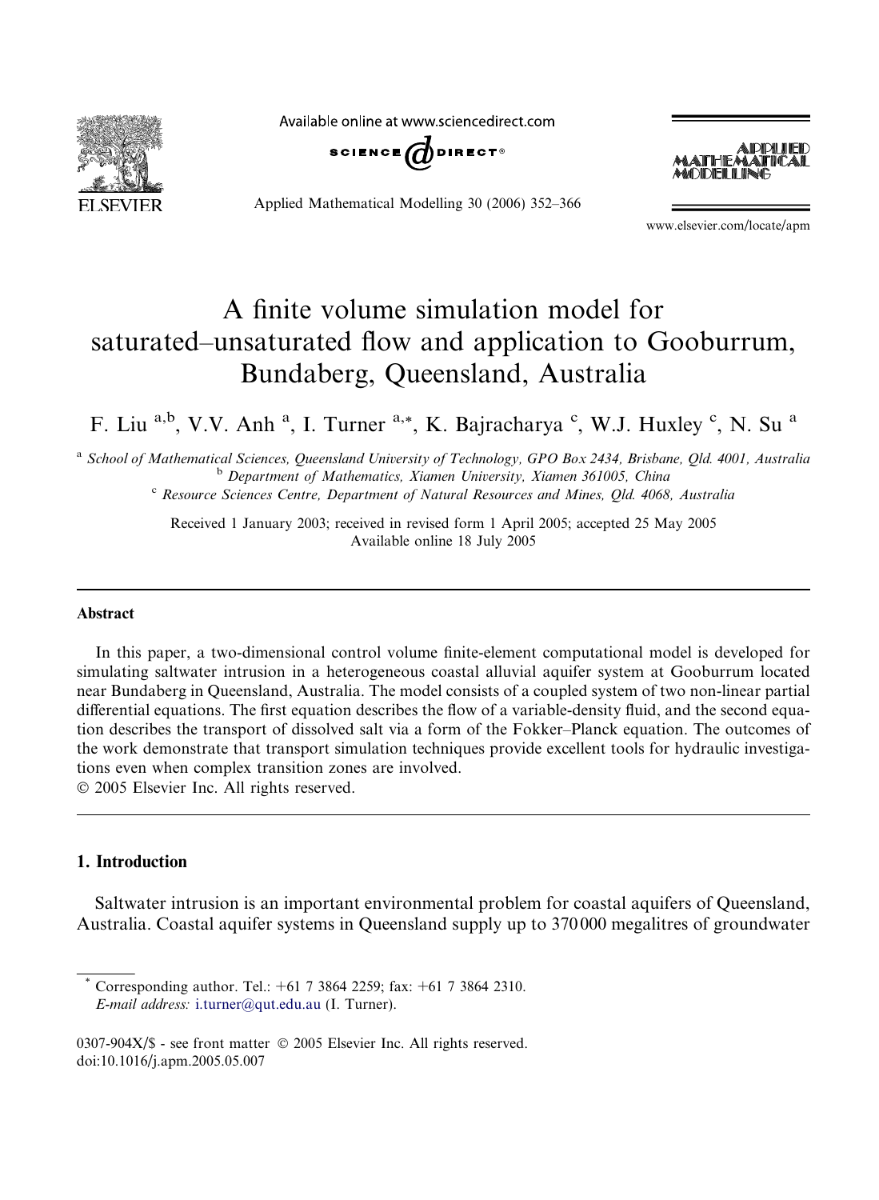# A finite volume simulation model for saturated–unsaturated flow and application to Gooburrum, Bundaberg, Queensland, Australia

F. Liu [a,b], V.V. Anh [a], I. Turner [a,*], K. Bajracharya [c], W.J. Huxley [c], N. Su [a]

[a] *School of Mathematical Sciences, Queensland University of Technology, GPO Box 2434, Brisbane, Qld. 4001, Australia*
[b] *Department of Mathematics, Xiamen University, Xiamen 361005, China*
[c] *Resource Sciences Centre, Department of Natural Resources and Mines, Qld. 4068, Australia*

Received 1 January 2003; received in revised form 1 April 2005; accepted 25 May 2005
Available online 18 July 2005

## Abstract

In this paper, a two-dimensional control volume finite-element computational model is developed for simulating saltwater intrusion in a heterogeneous coastal alluvial aquifer system at Gooburrum located near Bundaberg in Queensland, Australia. The model consists of a coupled system of two non-linear partial differential equations. The first equation describes the flow of a variable-density fluid, and the second equation describes the transport of dissolved salt via a form of the Fokker–Planck equation. The outcomes of the work demonstrate that transport simulation techniques provide excellent tools for hydraulic investigations even when complex transition zones are involved.
© 2005 Elsevier Inc. All rights reserved.

## 1. Introduction

Saltwater intrusion is an important environmental problem for coastal aquifers of Queensland, Australia. Coastal aquifer systems in Queensland supply up to 370 000 megalitres of groundwater

---

\* Corresponding author. Tel.: +61 7 3864 2259; fax: +61 7 3864 2310.
*E-mail address:* i.turner@qut.edu.au (I. Turner).

0307-904X/$ - see front matter © 2005 Elsevier Inc. All rights reserved.
doi:10.1016/j.apm.2005.05.007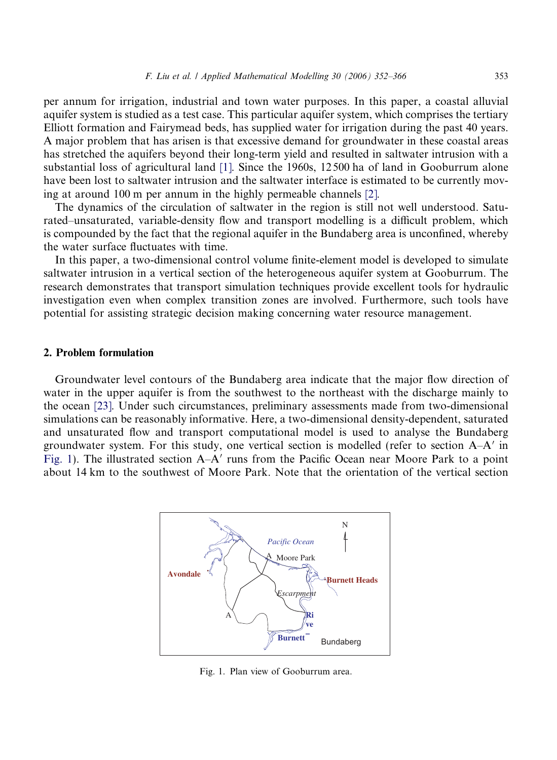per annum for irrigation, industrial and town water purposes. In this paper, a coastal alluvial aquifer system is studied as a test case. This particular aquifer system, which comprises the tertiary Elliott formation and Fairymead beds, has supplied water for irrigation during the past 40 years. A major problem that has arisen is that excessive demand for groundwater in these coastal areas has stretched the aquifers beyond their long-term yield and resulted in saltwater intrusion with a substantial loss of agricultural land [1]. Since the 1960s, 12 500 ha of land in Gooburrum alone have been lost to saltwater intrusion and the saltwater interface is estimated to be currently moving at around 100 m per annum in the highly permeable channels [2].

The dynamics of the circulation of saltwater in the region is still not well understood. Saturated–unsaturated, variable-density flow and transport modelling is a difficult problem, which is compounded by the fact that the regional aquifer in the Bundaberg area is unconfined, whereby the water surface fluctuates with time.

In this paper, a two-dimensional control volume finite-element model is developed to simulate saltwater intrusion in a vertical section of the heterogeneous aquifer system at Gooburrum. The research demonstrates that transport simulation techniques provide excellent tools for hydraulic investigation even when complex transition zones are involved. Furthermore, such tools have potential for assisting strategic decision making concerning water resource management.

## 2. Problem formulation

Groundwater level contours of the Bundaberg area indicate that the major flow direction of water in the upper aquifer is from the southwest to the northeast with the discharge mainly to the ocean [23]. Under such circumstances, preliminary assessments made from two-dimensional simulations can be reasonably informative. Here, a two-dimensional density-dependent, saturated and unsaturated flow and transport computational model is used to analyse the Bundaberg groundwater system. For this study, one vertical section is modelled (refer to section A–A′ in Fig. 1). The illustrated section A–A′ runs from the Pacific Ocean near Moore Park to a point about 14 km to the southwest of Moore Park. Note that the orientation of the vertical section

Fig. 1. Plan view of Gooburrum area.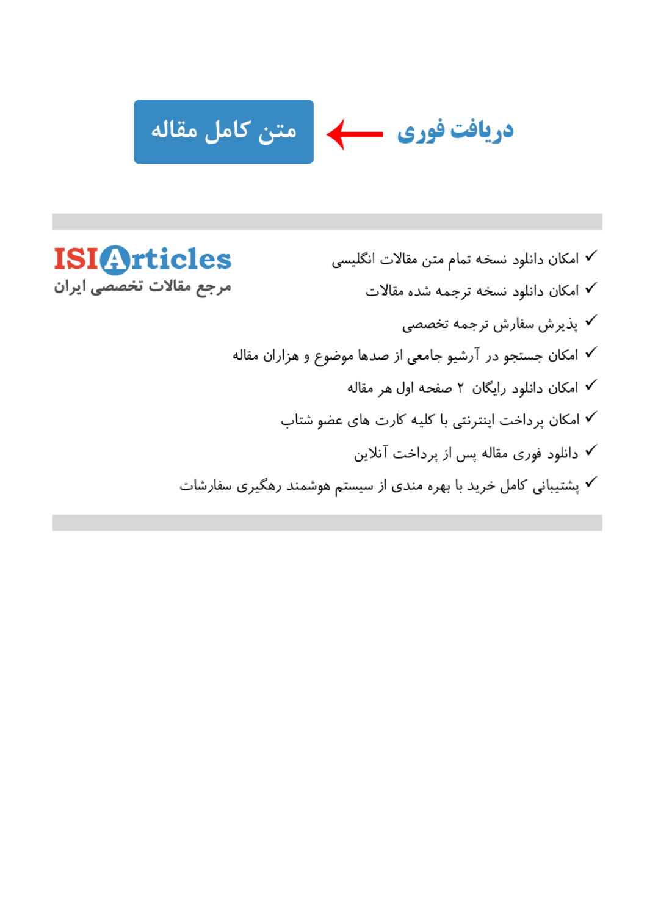دریافت فوری ← **متن کامل مقاله**

**ISIArticles**

مرجع مقالات تخصصی ایران

- ✓ امکان دانلود نسخه تمام متن مقالات انگلیسی
- ✓ امکان دانلود نسخه ترجمه شده مقالات
- ✓ پذیرش سفارش ترجمه تخصصی
- ✓ امکان جستجو در آرشیو جامعی از صدها موضوع و هزاران مقاله
- ✓ امکان دانلود رایگان ۲ صفحه اول هر مقاله
- ✓ امکان پرداخت اینترنتی با کلیه کارت های عضو شتاب
- ✓ دانلود فوری مقاله پس از پرداخت آنلاین
- ✓ پشتیبانی کامل خرید با بهره مندی از سیستم هوشمند رهگیری سفارشات